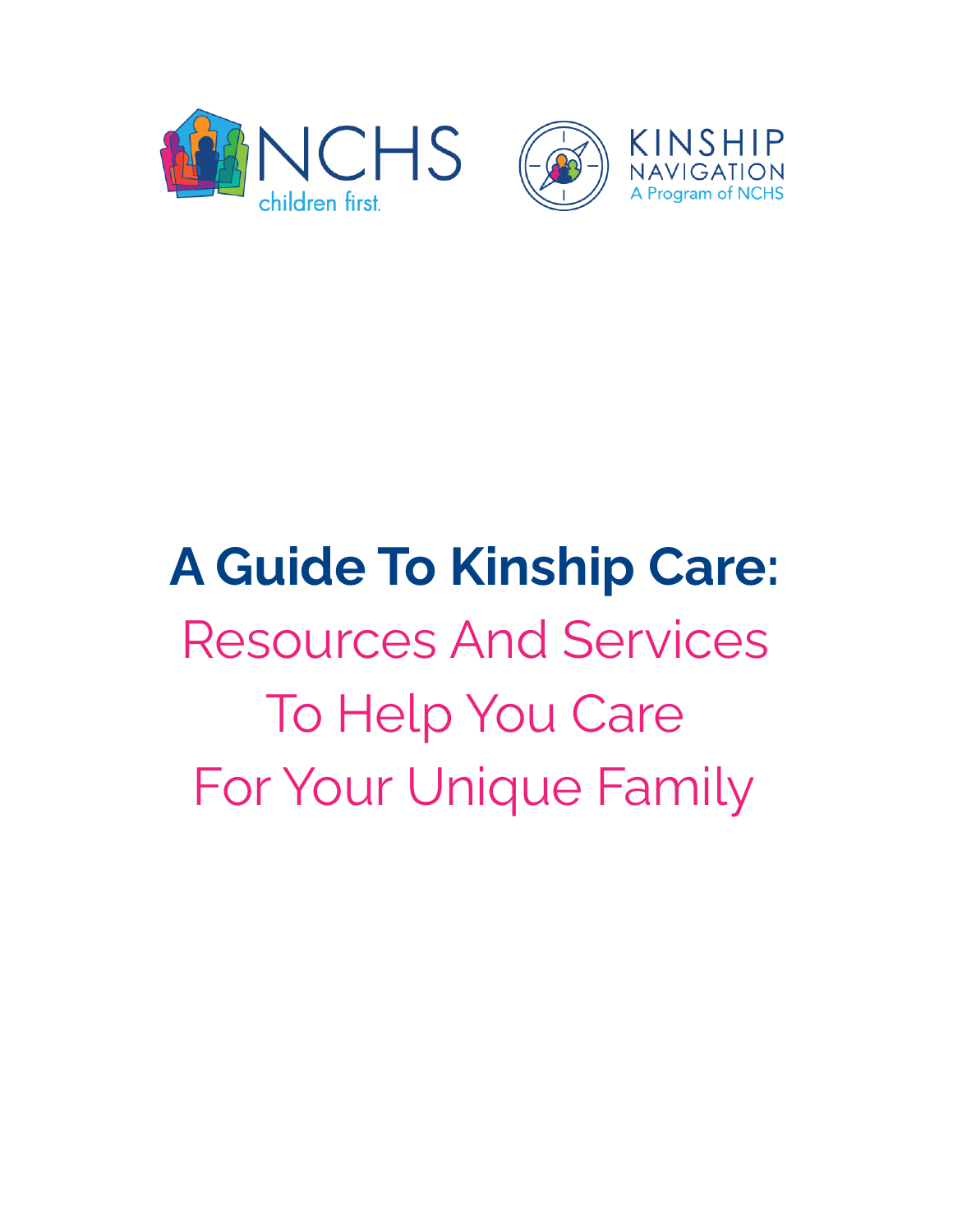NCHS children first.

KINSHIP NAVIGATION A Program of NCHS

# A Guide To Kinship Care:

## Resources And Services To Help You Care For Your Unique Family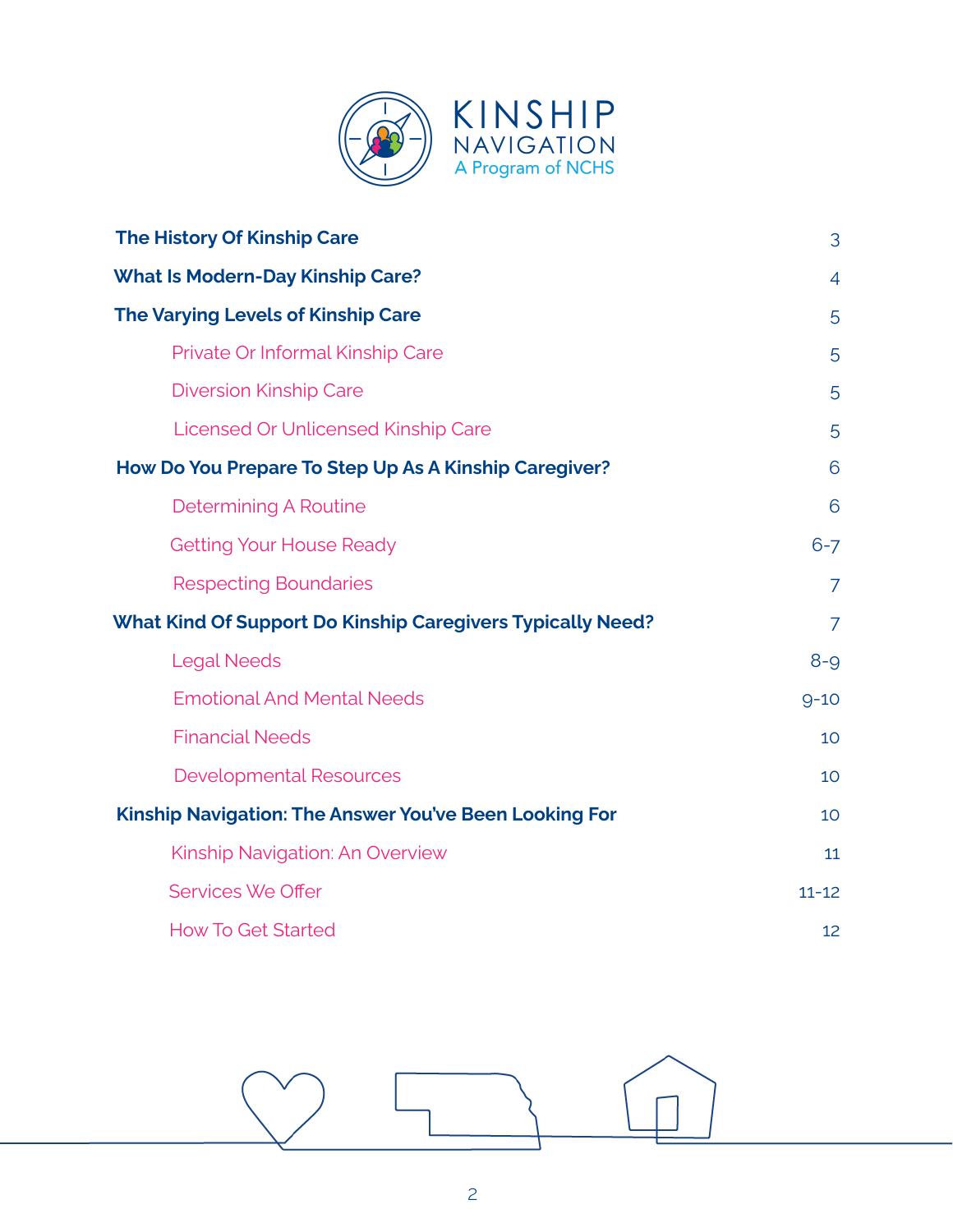KINSHIP NAVIGATION
A Program of NCHS

| | |
|---|---|
| **The History Of Kinship Care** | 3 |
| **What Is Modern-Day Kinship Care?** | 4 |
| **The Varying Levels of Kinship Care** | 5 |
| Private Or Informal Kinship Care | 5 |
| Diversion Kinship Care | 5 |
| Licensed Or Unlicensed Kinship Care | 5 |
| **How Do You Prepare To Step Up As A Kinship Caregiver?** | 6 |
| Determining A Routine | 6 |
| Getting Your House Ready | 6-7 |
| Respecting Boundaries | 7 |
| **What Kind Of Support Do Kinship Caregivers Typically Need?** | 7 |
| Legal Needs | 8-9 |
| Emotional And Mental Needs | 9-10 |
| Financial Needs | 10 |
| Developmental Resources | 10 |
| **Kinship Navigation: The Answer You've Been Looking For** | 10 |
| Kinship Navigation: An Overview | 11 |
| Services We Offer | 11-12 |
| How To Get Started | 12 |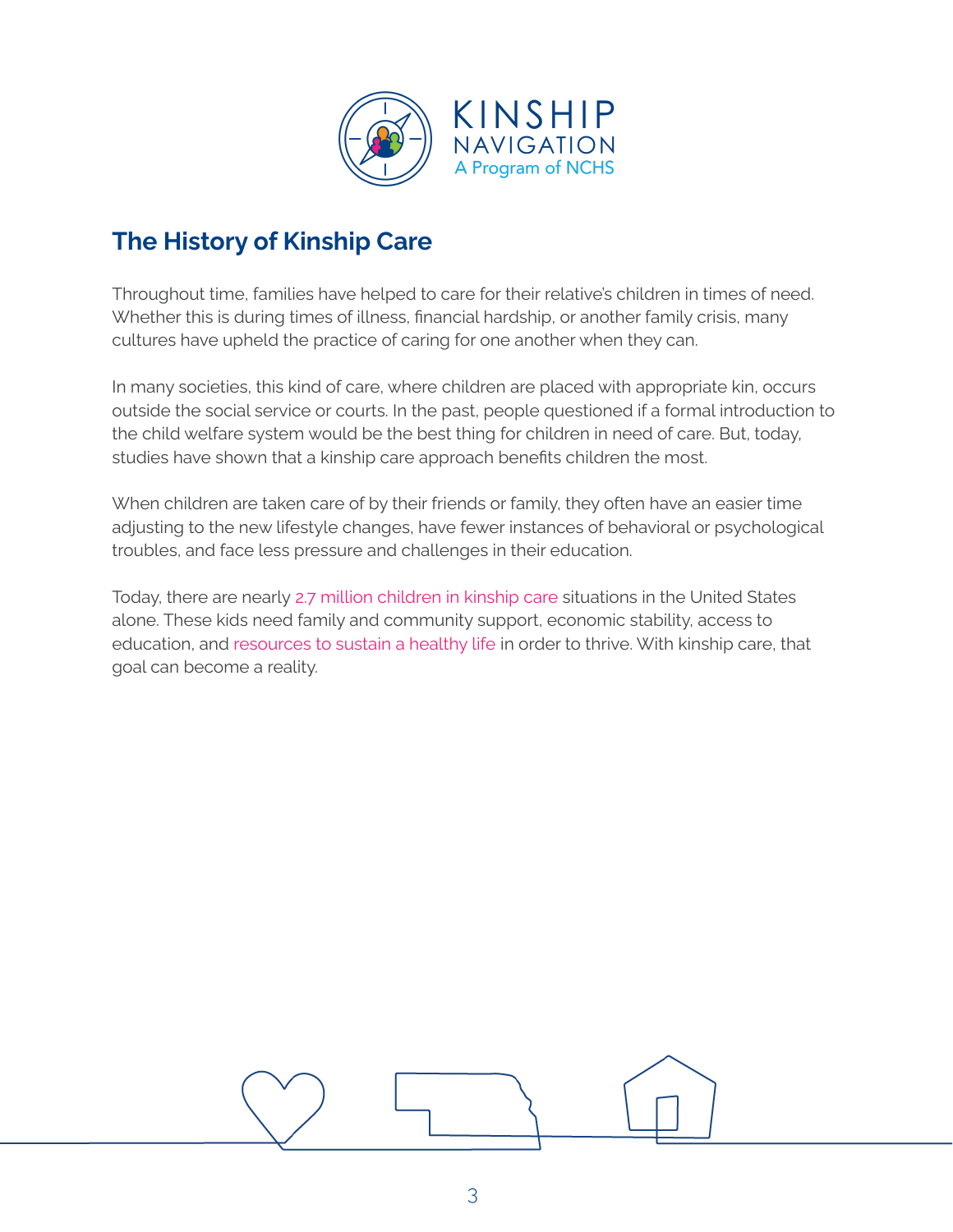## The History of Kinship Care

Throughout time, families have helped to care for their relative's children in times of need. Whether this is during times of illness, financial hardship, or another family crisis, many cultures have upheld the practice of caring for one another when they can.

In many societies, this kind of care, where children are placed with appropriate kin, occurs outside the social service or courts. In the past, people questioned if a formal introduction to the child welfare system would be the best thing for children in need of care. But, today, studies have shown that a kinship care approach benefits children the most.

When children are taken care of by their friends or family, they often have an easier time adjusting to the new lifestyle changes, have fewer instances of behavioral or psychological troubles, and face less pressure and challenges in their education.

Today, there are nearly 2.7 million children in kinship care situations in the United States alone. These kids need family and community support, economic stability, access to education, and resources to sustain a healthy life in order to thrive. With kinship care, that goal can become a reality.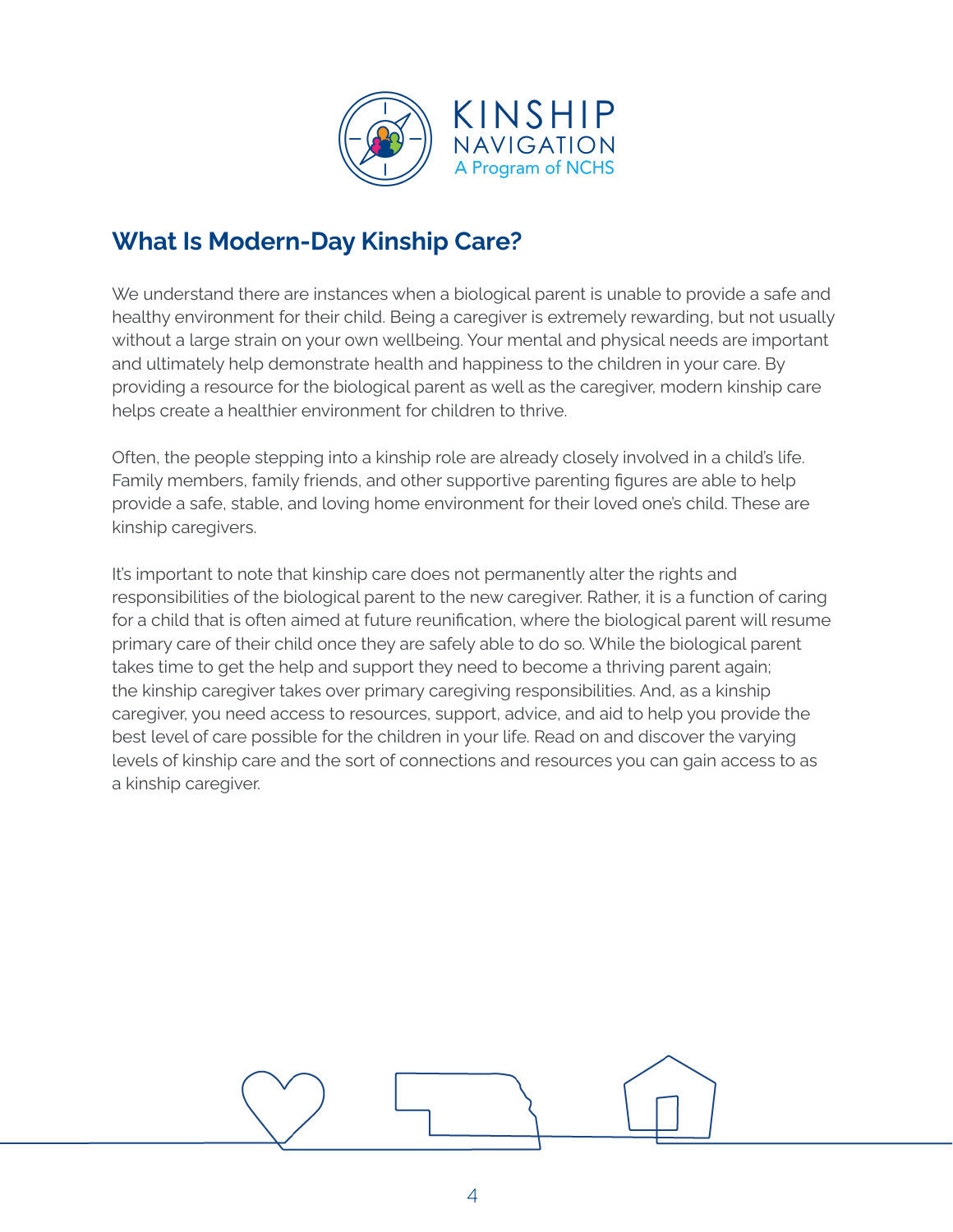## What Is Modern-Day Kinship Care?

We understand there are instances when a biological parent is unable to provide a safe and healthy environment for their child. Being a caregiver is extremely rewarding, but not usually without a large strain on your own wellbeing. Your mental and physical needs are important and ultimately help demonstrate health and happiness to the children in your care. By providing a resource for the biological parent as well as the caregiver, modern kinship care helps create a healthier environment for children to thrive.

Often, the people stepping into a kinship role are already closely involved in a child's life. Family members, family friends, and other supportive parenting figures are able to help provide a safe, stable, and loving home environment for their loved one's child. These are kinship caregivers.

It's important to note that kinship care does not permanently alter the rights and responsibilities of the biological parent to the new caregiver. Rather, it is a function of caring for a child that is often aimed at future reunification, where the biological parent will resume primary care of their child once they are safely able to do so. While the biological parent takes time to get the help and support they need to become a thriving parent again; the kinship caregiver takes over primary caregiving responsibilities. And, as a kinship caregiver, you need access to resources, support, advice, and aid to help you provide the best level of care possible for the children in your life. Read on and discover the varying levels of kinship care and the sort of connections and resources you can gain access to as a kinship caregiver.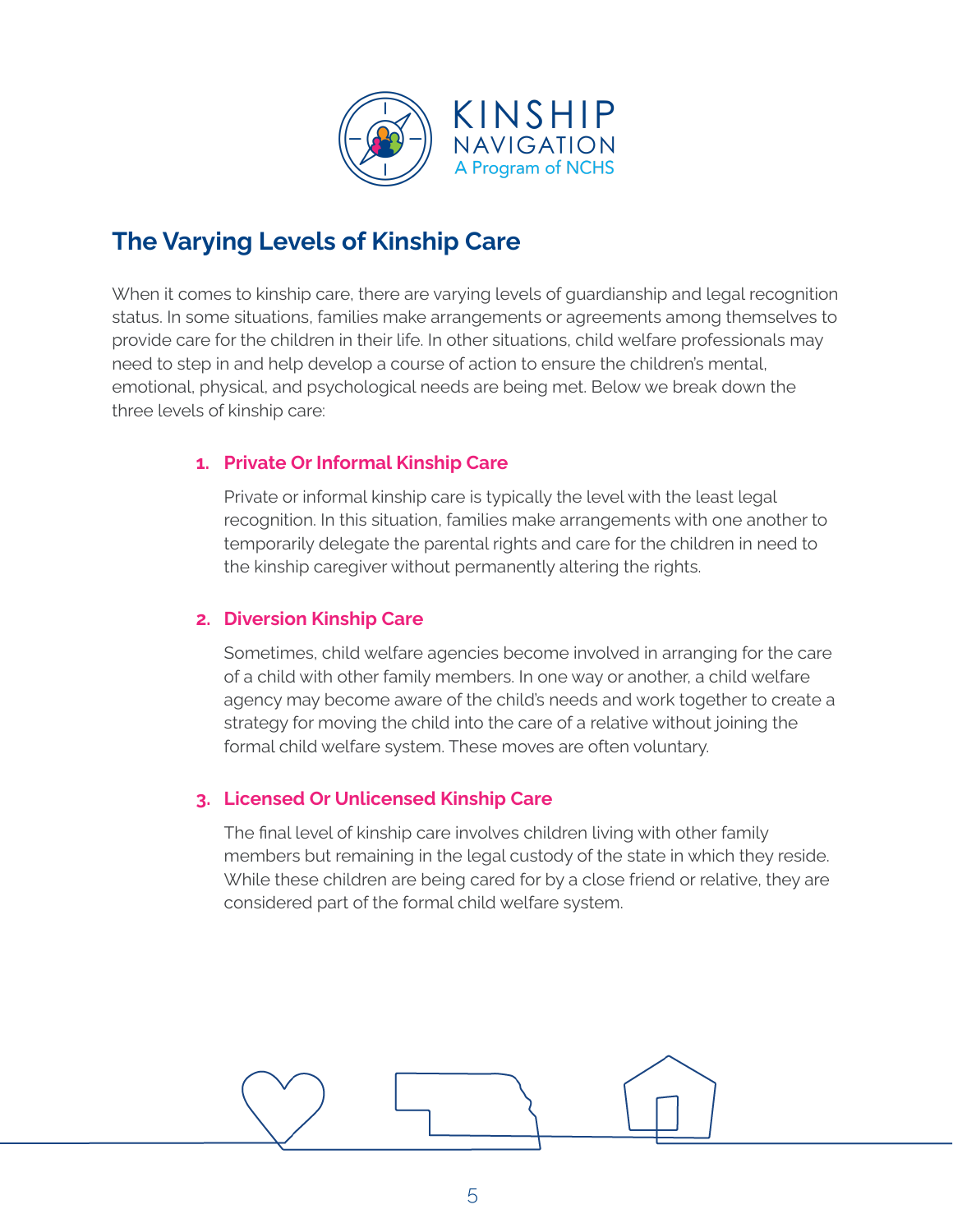# The Varying Levels of Kinship Care

When it comes to kinship care, there are varying levels of guardianship and legal recognition status. In some situations, families make arrangements or agreements among themselves to provide care for the children in their life. In other situations, child welfare professionals may need to step in and help develop a course of action to ensure the children's mental, emotional, physical, and psychological needs are being met. Below we break down the three levels of kinship care:

1. **Private Or Informal Kinship Care**

   Private or informal kinship care is typically the level with the least legal recognition. In this situation, families make arrangements with one another to temporarily delegate the parental rights and care for the children in need to the kinship caregiver without permanently altering the rights.

2. **Diversion Kinship Care**

   Sometimes, child welfare agencies become involved in arranging for the care of a child with other family members. In one way or another, a child welfare agency may become aware of the child's needs and work together to create a strategy for moving the child into the care of a relative without joining the formal child welfare system. These moves are often voluntary.

3. **Licensed Or Unlicensed Kinship Care**

   The final level of kinship care involves children living with other family members but remaining in the legal custody of the state in which they reside. While these children are being cared for by a close friend or relative, they are considered part of the formal child welfare system.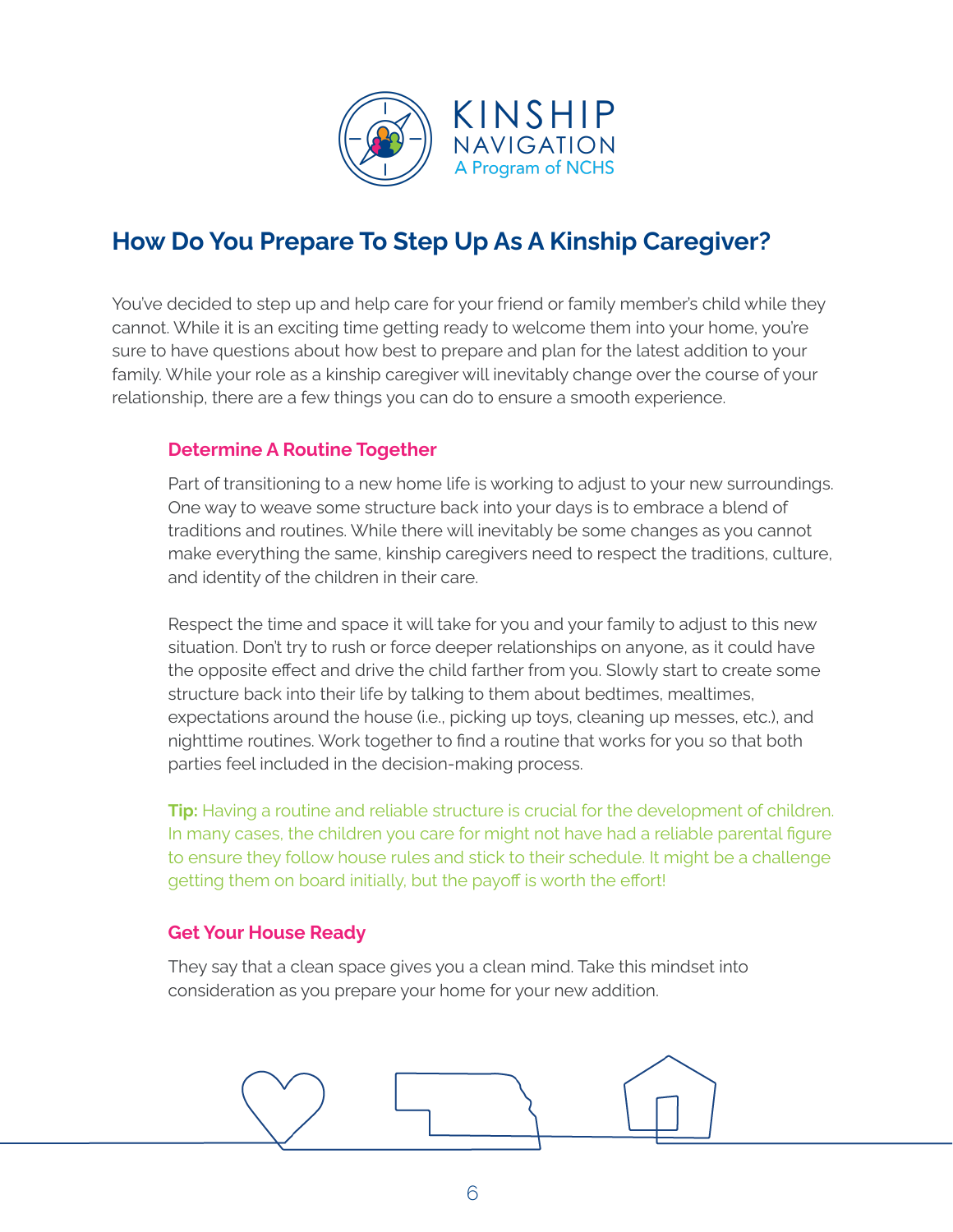# How Do You Prepare To Step Up As A Kinship Caregiver?

You've decided to step up and help care for your friend or family member's child while they cannot. While it is an exciting time getting ready to welcome them into your home, you're sure to have questions about how best to prepare and plan for the latest addition to your family. While your role as a kinship caregiver will inevitably change over the course of your relationship, there are a few things you can do to ensure a smooth experience.

## Determine A Routine Together

Part of transitioning to a new home life is working to adjust to your new surroundings. One way to weave some structure back into your days is to embrace a blend of traditions and routines. While there will inevitably be some changes as you cannot make everything the same, kinship caregivers need to respect the traditions, culture, and identity of the children in their care.

Respect the time and space it will take for you and your family to adjust to this new situation. Don't try to rush or force deeper relationships on anyone, as it could have the opposite effect and drive the child farther from you. Slowly start to create some structure back into their life by talking to them about bedtimes, mealtimes, expectations around the house (i.e., picking up toys, cleaning up messes, etc.), and nighttime routines. Work together to find a routine that works for you so that both parties feel included in the decision-making process.

**Tip:** Having a routine and reliable structure is crucial for the development of children. In many cases, the children you care for might not have had a reliable parental figure to ensure they follow house rules and stick to their schedule. It might be a challenge getting them on board initially, but the payoff is worth the effort!

## Get Your House Ready

They say that a clean space gives you a clean mind. Take this mindset into consideration as you prepare your home for your new addition.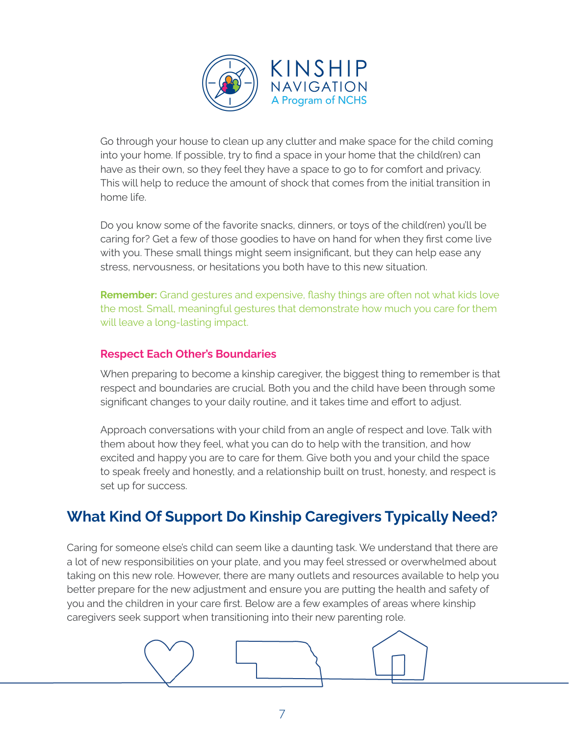Go through your house to clean up any clutter and make space for the child coming into your home. If possible, try to find a space in your home that the child(ren) can have as their own, so they feel they have a space to go to for comfort and privacy. This will help to reduce the amount of shock that comes from the initial transition in home life.

Do you know some of the favorite snacks, dinners, or toys of the child(ren) you'll be caring for? Get a few of those goodies to have on hand for when they first come live with you. These small things might seem insignificant, but they can help ease any stress, nervousness, or hesitations you both have to this new situation.

**Remember:** Grand gestures and expensive, flashy things are often not what kids love the most. Small, meaningful gestures that demonstrate how much you care for them will leave a long-lasting impact.

### Respect Each Other's Boundaries

When preparing to become a kinship caregiver, the biggest thing to remember is that respect and boundaries are crucial. Both you and the child have been through some significant changes to your daily routine, and it takes time and effort to adjust.

Approach conversations with your child from an angle of respect and love. Talk with them about how they feel, what you can do to help with the transition, and how excited and happy you are to care for them. Give both you and your child the space to speak freely and honestly, and a relationship built on trust, honesty, and respect is set up for success.

## What Kind Of Support Do Kinship Caregivers Typically Need?

Caring for someone else's child can seem like a daunting task. We understand that there are a lot of new responsibilities on your plate, and you may feel stressed or overwhelmed about taking on this new role. However, there are many outlets and resources available to help you better prepare for the new adjustment and ensure you are putting the health and safety of you and the children in your care first. Below are a few examples of areas where kinship caregivers seek support when transitioning into their new parenting role.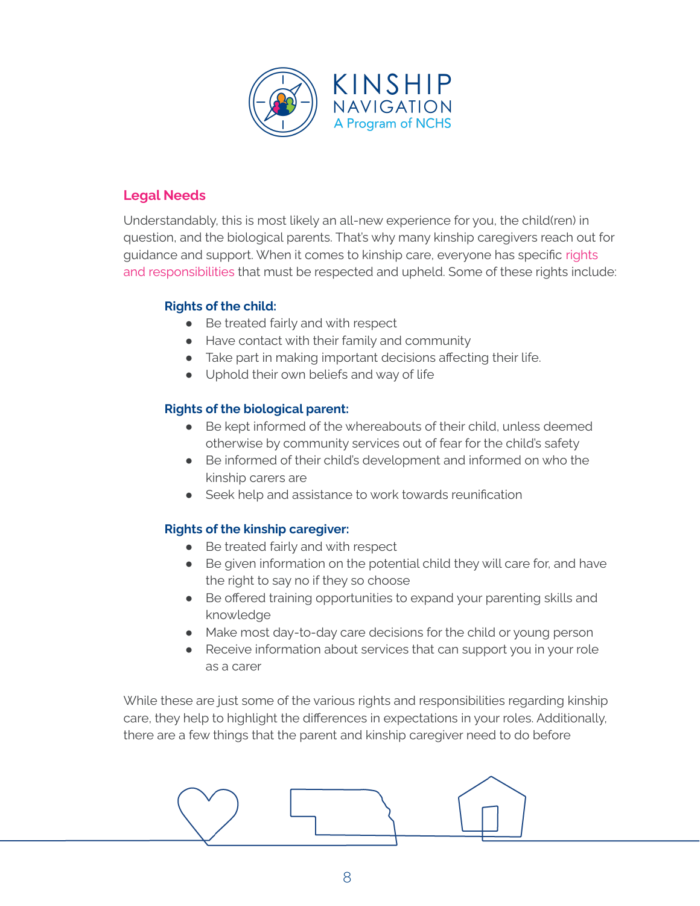## Legal Needs

Understandably, this is most likely an all-new experience for you, the child(ren) in question, and the biological parents. That's why many kinship caregivers reach out for guidance and support. When it comes to kinship care, everyone has specific rights and responsibilities that must be respected and upheld. Some of these rights include:

**Rights of the child:**

- Be treated fairly and with respect
- Have contact with their family and community
- Take part in making important decisions affecting their life.
- Uphold their own beliefs and way of life

**Rights of the biological parent:**

- Be kept informed of the whereabouts of their child, unless deemed otherwise by community services out of fear for the child's safety
- Be informed of their child's development and informed on who the kinship carers are
- Seek help and assistance to work towards reunification

**Rights of the kinship caregiver:**

- Be treated fairly and with respect
- Be given information on the potential child they will care for, and have the right to say no if they so choose
- Be offered training opportunities to expand your parenting skills and knowledge
- Make most day-to-day care decisions for the child or young person
- Receive information about services that can support you in your role as a carer

While these are just some of the various rights and responsibilities regarding kinship care, they help to highlight the differences in expectations in your roles. Additionally, there are a few things that the parent and kinship caregiver need to do before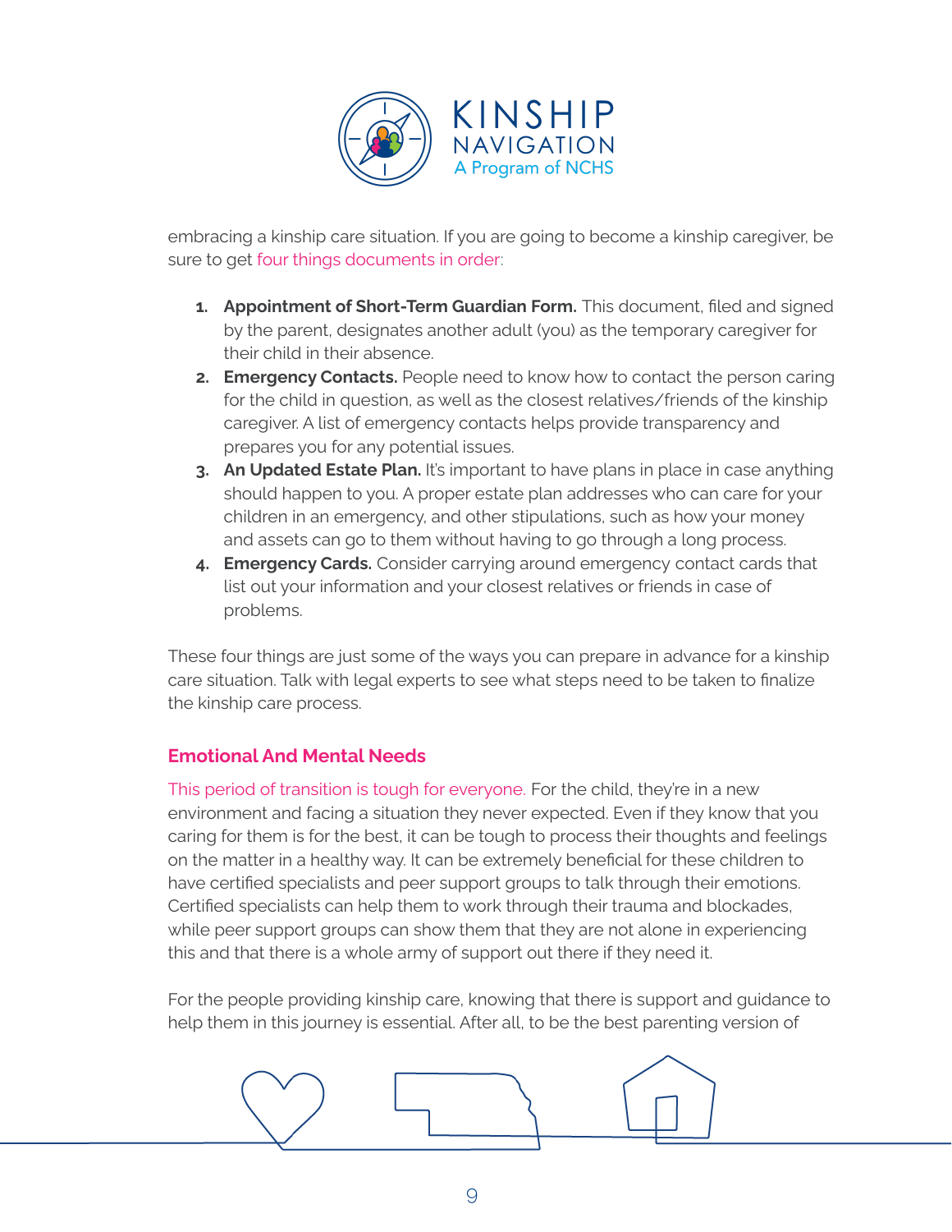embracing a kinship care situation. If you are going to become a kinship caregiver, be sure to get four things documents in order:

1. **Appointment of Short-Term Guardian Form.** This document, filed and signed by the parent, designates another adult (you) as the temporary caregiver for their child in their absence.
2. **Emergency Contacts.** People need to know how to contact the person caring for the child in question, as well as the closest relatives/friends of the kinship caregiver. A list of emergency contacts helps provide transparency and prepares you for any potential issues.
3. **An Updated Estate Plan.** It's important to have plans in place in case anything should happen to you. A proper estate plan addresses who can care for your children in an emergency, and other stipulations, such as how your money and assets can go to them without having to go through a long process.
4. **Emergency Cards.** Consider carrying around emergency contact cards that list out your information and your closest relatives or friends in case of problems.

These four things are just some of the ways you can prepare in advance for a kinship care situation. Talk with legal experts to see what steps need to be taken to finalize the kinship care process.

## Emotional And Mental Needs

This period of transition is tough for everyone. For the child, they're in a new environment and facing a situation they never expected. Even if they know that you caring for them is for the best, it can be tough to process their thoughts and feelings on the matter in a healthy way. It can be extremely beneficial for these children to have certified specialists and peer support groups to talk through their emotions. Certified specialists can help them to work through their trauma and blockades, while peer support groups can show them that they are not alone in experiencing this and that there is a whole army of support out there if they need it.

For the people providing kinship care, knowing that there is support and guidance to help them in this journey is essential. After all, to be the best parenting version of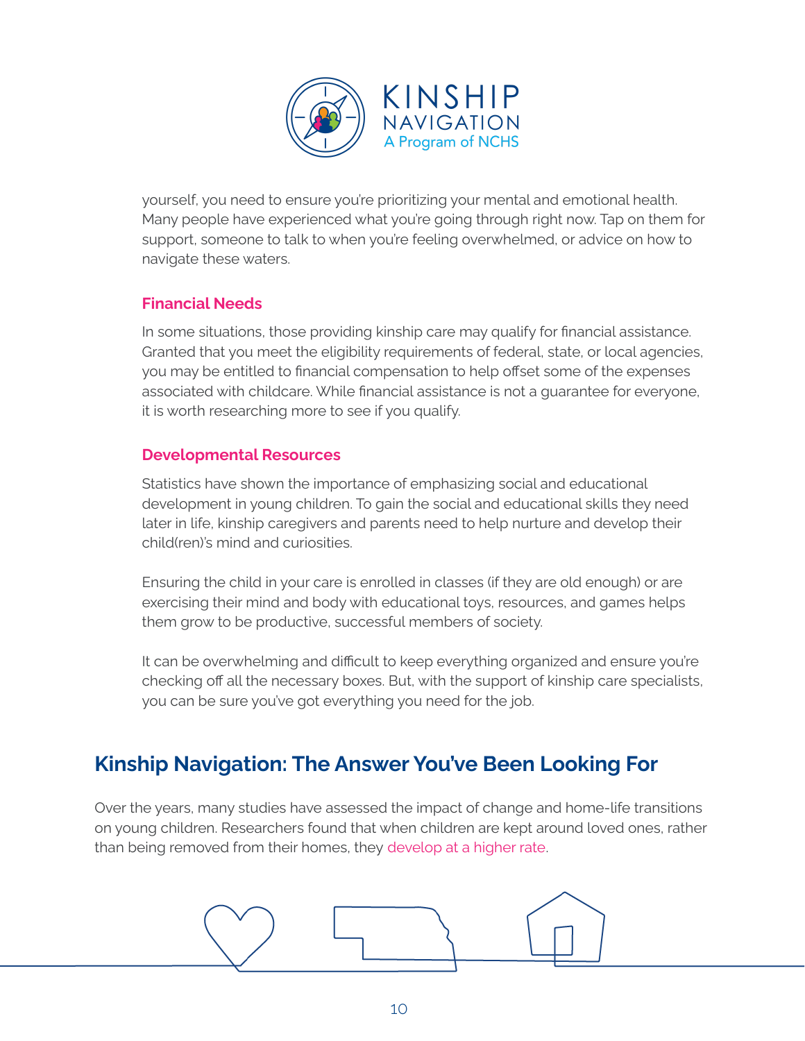yourself, you need to ensure you're prioritizing your mental and emotional health. Many people have experienced what you're going through right now. Tap on them for support, someone to talk to when you're feeling overwhelmed, or advice on how to navigate these waters.

### Financial Needs

In some situations, those providing kinship care may qualify for financial assistance. Granted that you meet the eligibility requirements of federal, state, or local agencies, you may be entitled to financial compensation to help offset some of the expenses associated with childcare. While financial assistance is not a guarantee for everyone, it is worth researching more to see if you qualify.

### Developmental Resources

Statistics have shown the importance of emphasizing social and educational development in young children. To gain the social and educational skills they need later in life, kinship caregivers and parents need to help nurture and develop their child(ren)'s mind and curiosities.

Ensuring the child in your care is enrolled in classes (if they are old enough) or are exercising their mind and body with educational toys, resources, and games helps them grow to be productive, successful members of society.

It can be overwhelming and difficult to keep everything organized and ensure you're checking off all the necessary boxes. But, with the support of kinship care specialists, you can be sure you've got everything you need for the job.

## Kinship Navigation: The Answer You've Been Looking For

Over the years, many studies have assessed the impact of change and home-life transitions on young children. Researchers found that when children are kept around loved ones, rather than being removed from their homes, they develop at a higher rate.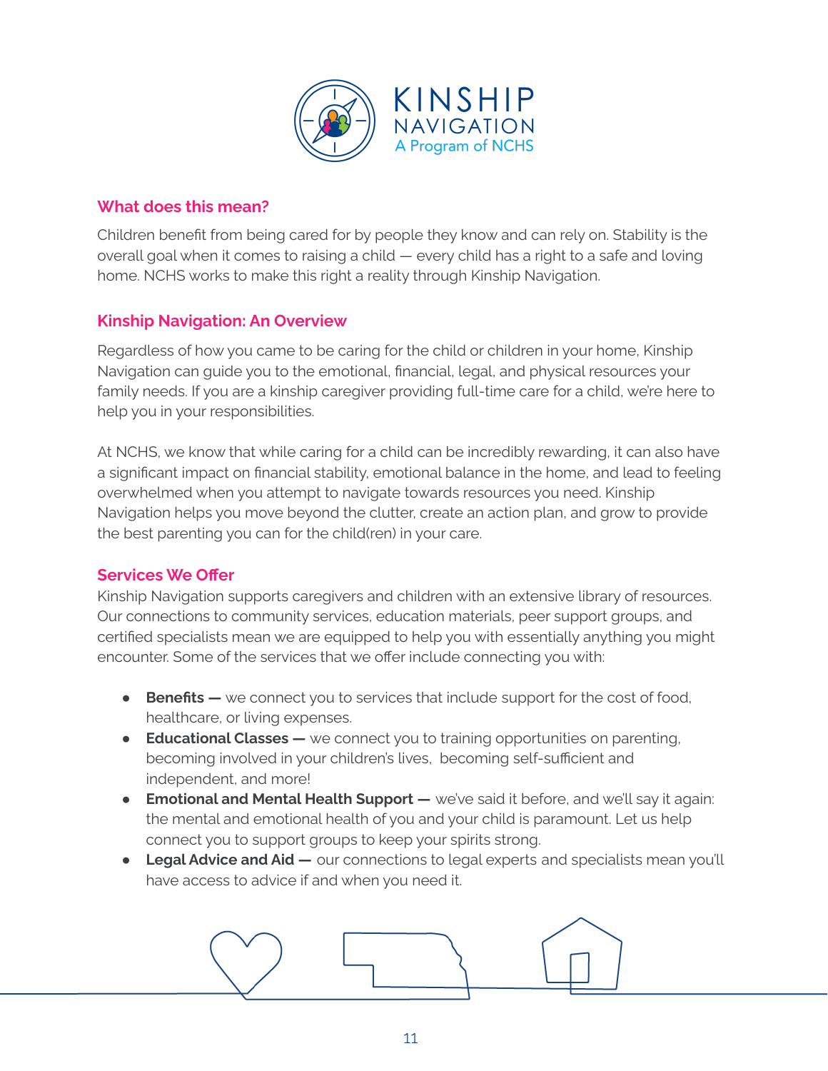## What does this mean?

Children benefit from being cared for by people they know and can rely on. Stability is the overall goal when it comes to raising a child — every child has a right to a safe and loving home. NCHS works to make this right a reality through Kinship Navigation.

## Kinship Navigation: An Overview

Regardless of how you came to be caring for the child or children in your home, Kinship Navigation can guide you to the emotional, financial, legal, and physical resources your family needs. If you are a kinship caregiver providing full-time care for a child, we're here to help you in your responsibilities.

At NCHS, we know that while caring for a child can be incredibly rewarding, it can also have a significant impact on financial stability, emotional balance in the home, and lead to feeling overwhelmed when you attempt to navigate towards resources you need. Kinship Navigation helps you move beyond the clutter, create an action plan, and grow to provide the best parenting you can for the child(ren) in your care.

## Services We Offer

Kinship Navigation supports caregivers and children with an extensive library of resources. Our connections to community services, education materials, peer support groups, and certified specialists mean we are equipped to help you with essentially anything you might encounter. Some of the services that we offer include connecting you with:

- **Benefits —** we connect you to services that include support for the cost of food, healthcare, or living expenses.
- **Educational Classes —** we connect you to training opportunities on parenting, becoming involved in your children's lives, becoming self-sufficient and independent, and more!
- **Emotional and Mental Health Support —** we've said it before, and we'll say it again: the mental and emotional health of you and your child is paramount. Let us help connect you to support groups to keep your spirits strong.
- **Legal Advice and Aid —** our connections to legal experts and specialists mean you'll have access to advice if and when you need it.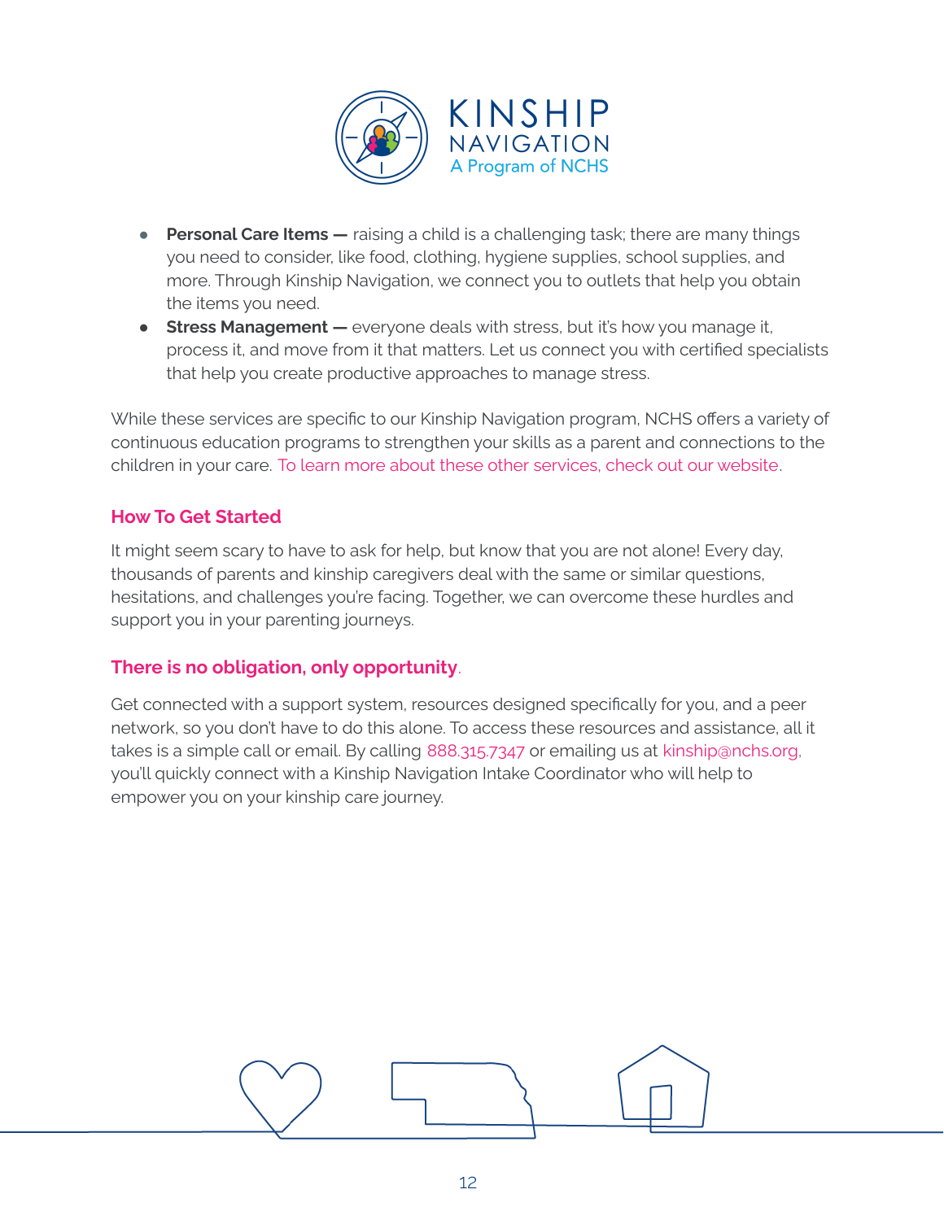- **Personal Care Items —** raising a child is a challenging task; there are many things you need to consider, like food, clothing, hygiene supplies, school supplies, and more. Through Kinship Navigation, we connect you to outlets that help you obtain the items you need.
- **Stress Management —** everyone deals with stress, but it's how you manage it, process it, and move from it that matters. Let us connect you with certified specialists that help you create productive approaches to manage stress.

While these services are specific to our Kinship Navigation program, NCHS offers a variety of continuous education programs to strengthen your skills as a parent and connections to the children in your care. To learn more about these other services, check out our website.

## How To Get Started

It might seem scary to have to ask for help, but know that you are not alone! Every day, thousands of parents and kinship caregivers deal with the same or similar questions, hesitations, and challenges you're facing. Together, we can overcome these hurdles and support you in your parenting journeys.

## There is no obligation, only opportunity.

Get connected with a support system, resources designed specifically for you, and a peer network, so you don't have to do this alone. To access these resources and assistance, all it takes is a simple call or email. By calling 888.315.7347 or emailing us at kinship@nchs.org, you'll quickly connect with a Kinship Navigation Intake Coordinator who will help to empower you on your kinship care journey.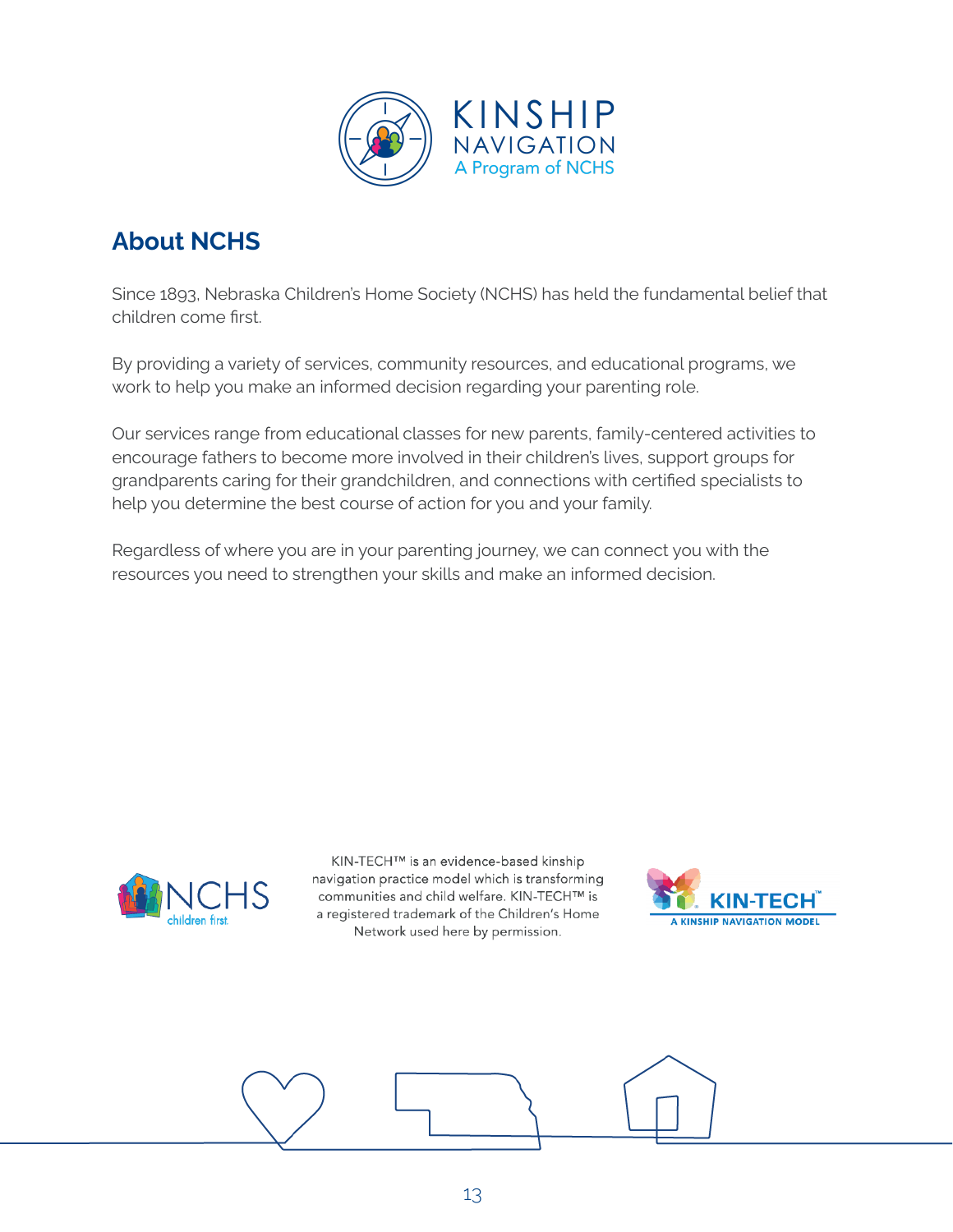KINSHIP NAVIGATION
A Program of NCHS

## About NCHS

Since 1893, Nebraska Children's Home Society (NCHS) has held the fundamental belief that children come first.

By providing a variety of services, community resources, and educational programs, we work to help you make an informed decision regarding your parenting role.

Our services range from educational classes for new parents, family-centered activities to encourage fathers to become more involved in their children's lives, support groups for grandparents caring for their grandchildren, and connections with certified specialists to help you determine the best course of action for you and your family.

Regardless of where you are in your parenting journey, we can connect you with the resources you need to strengthen your skills and make an informed decision.

NCHS children first

KIN-TECH™ is an evidence-based kinship navigation practice model which is transforming communities and child welfare. KIN-TECH™ is a registered trademark of the Children's Home Network used here by permission.

KIN-TECH™
A KINSHIP NAVIGATION MODEL